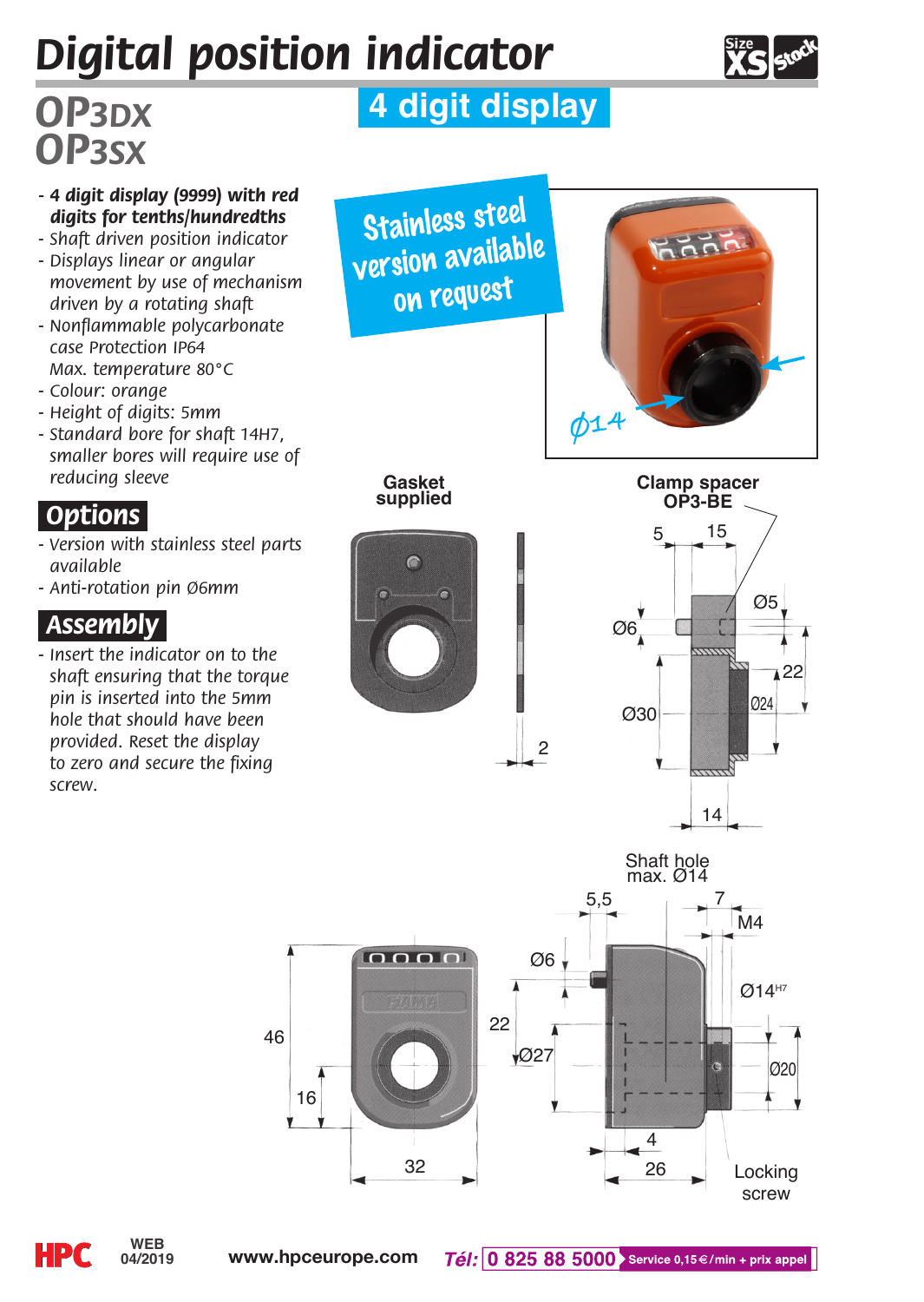# Digital position indicator

Size XS Stock

## OP3DX
## OP3SX

**4 digit display**

- ***4 digit display (9999) with red digits for tenths/hundredths***
- *Shaft driven position indicator*
- *Displays linear or angular movement by use of mechanism driven by a rotating shaft*
- *Nonflammable polycarbonate case Protection IP64 Max. temperature 80°C*
- *Colour: orange*
- *Height of digits: 5mm*
- *Standard bore for shaft 14H7, smaller bores will require use of reducing sleeve*

## Options

- *Version with stainless steel parts available*
- *Anti-rotation pin Ø6mm*

## Assembly

- *Insert the indicator on to the shaft ensuring that the torque pin is inserted into the 5mm hole that should have been provided. Reset the display to zero and secure the fixing screw.*

Stainless steel version available on request

Ø14

**Gasket supplied**

2

**Clamp spacer OP3-BE**

5, 15, Ø5, Ø6, 22, Ø24, Ø30, 14

Shaft hole max. Ø14

5,5, 7, M4, Ø6, Ø14H7, 22, Ø27, Ø20, 46, 16, 32, 4, 26

Locking screw

HPC WEB 04/2019 www.hpceurope.com Tél: 0 825 88 5000 Service 0,15 €/min + prix appel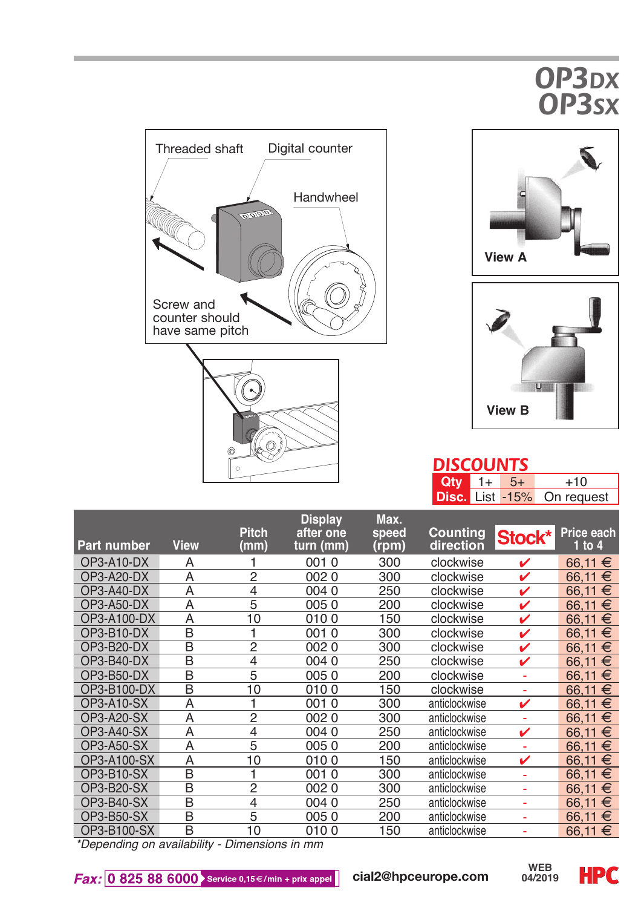# OP3DX
# OP3SX

Threaded shaft

Digital counter

Handwheel

Screw and counter should have same pitch

View A

View B

## DISCOUNTS

| Qty | 1+ | 5+ | +10 |
|---|---|---|---|
| Disc. | List | -15% | On request |

| Part number | View | Pitch (mm) | Display after one turn (mm) | Max. speed (rpm) | Counting direction | Stock* | Price each 1 to 4 |
|---|---|---|---|---|---|---|---|
| OP3-A10-DX | A | 1 | 001 0 | 300 | clockwise | ✔ | 66,11 € |
| OP3-A20-DX | A | 2 | 002 0 | 300 | clockwise | ✔ | 66,11 € |
| OP3-A40-DX | A | 4 | 004 0 | 250 | clockwise | ✔ | 66,11 € |
| OP3-A50-DX | A | 5 | 005 0 | 200 | clockwise | ✔ | 66,11 € |
| OP3-A100-DX | A | 10 | 010 0 | 150 | clockwise | ✔ | 66,11 € |
| OP3-B10-DX | B | 1 | 001 0 | 300 | clockwise | ✔ | 66,11 € |
| OP3-B20-DX | B | 2 | 002 0 | 300 | clockwise | ✔ | 66,11 € |
| OP3-B40-DX | B | 4 | 004 0 | 250 | clockwise | ✔ | 66,11 € |
| OP3-B50-DX | B | 5 | 005 0 | 200 | clockwise | - | 66,11 € |
| OP3-B100-DX | B | 10 | 010 0 | 150 | clockwise | - | 66,11 € |
| OP3-A10-SX | A | 1 | 001 0 | 300 | anticlockwise | ✔ | 66,11 € |
| OP3-A20-SX | A | 2 | 002 0 | 300 | anticlockwise | - | 66,11 € |
| OP3-A40-SX | A | 4 | 004 0 | 250 | anticlockwise | ✔ | 66,11 € |
| OP3-A50-SX | A | 5 | 005 0 | 200 | anticlockwise | - | 66,11 € |
| OP3-A100-SX | A | 10 | 010 0 | 150 | anticlockwise | ✔ | 66,11 € |
| OP3-B10-SX | B | 1 | 001 0 | 300 | anticlockwise | - | 66,11 € |
| OP3-B20-SX | B | 2 | 002 0 | 300 | anticlockwise | - | 66,11 € |
| OP3-B40-SX | B | 4 | 004 0 | 250 | anticlockwise | - | 66,11 € |
| OP3-B50-SX | B | 5 | 005 0 | 200 | anticlockwise | - | 66,11 € |
| OP3-B100-SX | B | 10 | 010 0 | 150 | anticlockwise | - | 66,11 € |

*\*Depending on availability - Dimensions in mm*

**Fax:** 0 825 88 6000 Service 0,15€/min + prix appel    cial2@hpceurope.com    WEB 04/2019    HPC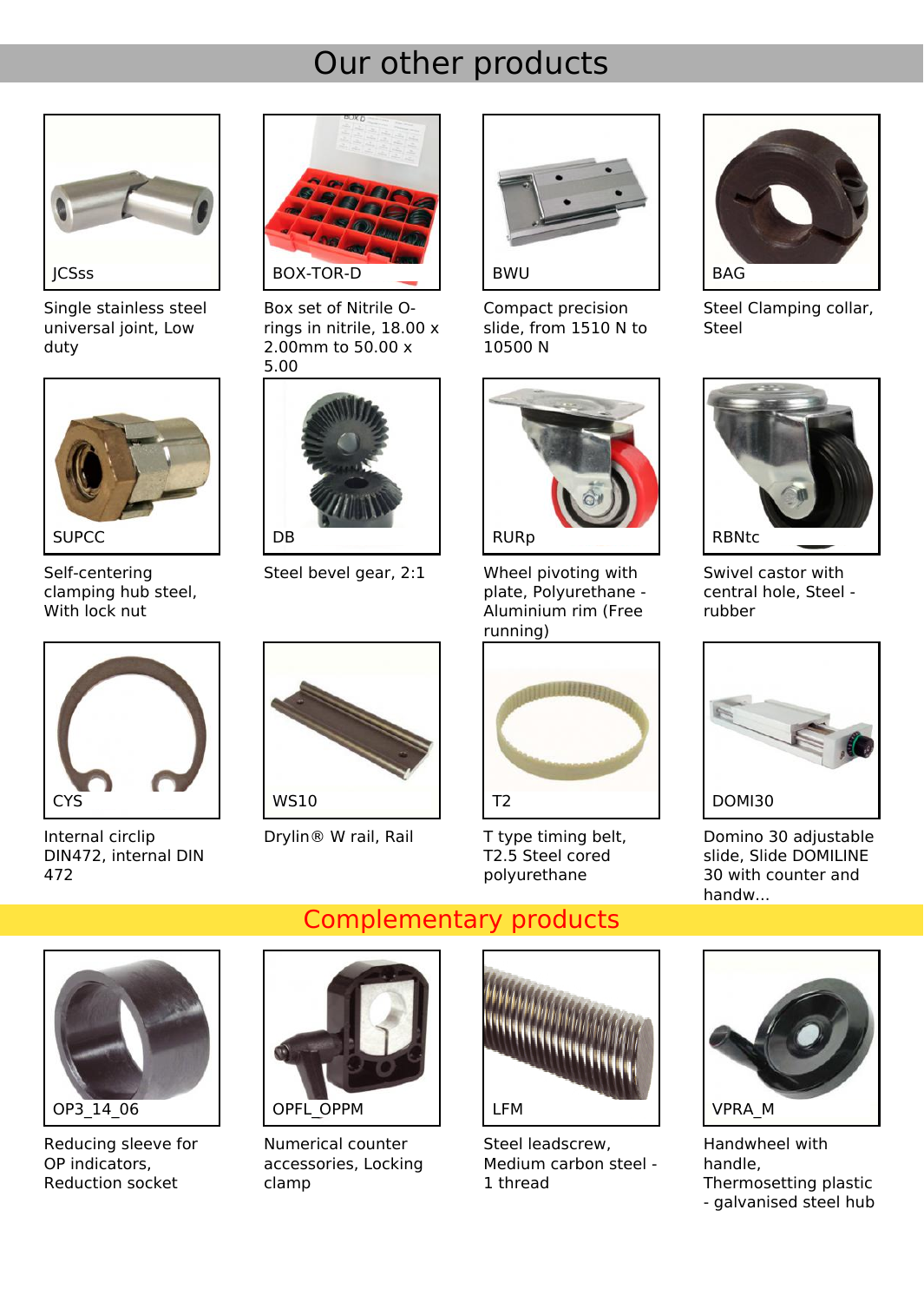# Our other products

JCSss

Single stainless steel universal joint, Low duty

BOX-TOR-D

Box set of Nitrile O-rings in nitrile, 18.00 x 2.00mm to 50.00 x 5.00

BWU

Compact precision slide, from 1510 N to 10500 N

BAG

Steel Clamping collar, Steel

SUPCC

Self-sentering clamping hub steel, With lock nut

DB

Steel bevel gear, 2:1

RURp

Wheel pivoting with plate, Polyurethane - Aluminium rim (Free running)

RBNtc

Swivel castor with central hole, Steel - rubber

CYS

Internal circlip DIN472, internal DIN 472

WS10

Drylin® W rail, Rail

T2

T type timing belt, T2.5 Steel cored polyurethane

DOMI30

Domino 30 adjustable slide, Slide DOMILINE 30 with counter and handw...

# Complementary products

OP3_14_06

Reducing sleeve for OP indicators, Reduction socket

OPFL_OPPM

Numerical counter accessories, Locking clamp

LFM

Steel leadscrew, Medium carbon steel - 1 thread

VPRA_M

Handwheel with handle, Thermosetting plastic - galvanised steel hub